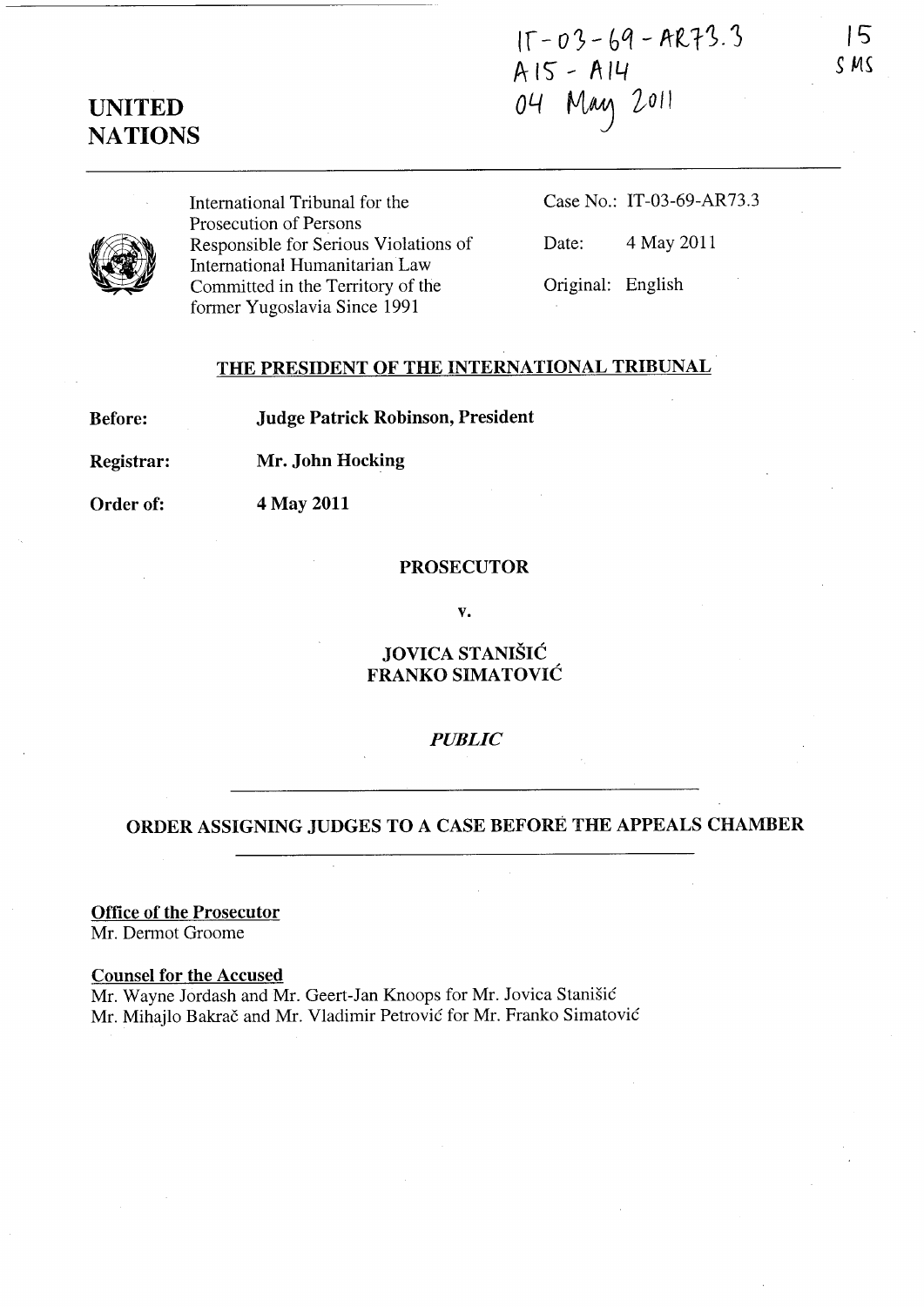IT-03-69-AR73.3
A15 - A14
04 May 2011

15
SMS

# UNITED NATIONS

International Tribunal for the Prosecution of Persons Responsible for Serious Violations of International Humanitarian Law Committed in the Territory of the former Yugoslavia Since 1991

Case No.: IT-03-69-AR73.3

Date: 4 May 2011

Original: English

## THE PRESIDENT OF THE INTERNATIONAL TRIBUNAL

**Before:** **Judge Patrick Robinson, President**

**Registrar:** **Mr. John Hocking**

**Order of:** **4 May 2011**

**PROSECUTOR**

**v.**

**JOVICA STANIŠIĆ**
**FRANKO SIMATOVIĆ**

*PUBLIC*

## ORDER ASSIGNING JUDGES TO A CASE BEFORE THE APPEALS CHAMBER

**Office of the Prosecutor**
Mr. Dermot Groome

**Counsel for the Accused**
Mr. Wayne Jordash and Mr. Geert-Jan Knoops for Mr. Jovica Stanišić
Mr. Mihajlo Bakrač and Mr. Vladimir Petrović for Mr. Franko Simatović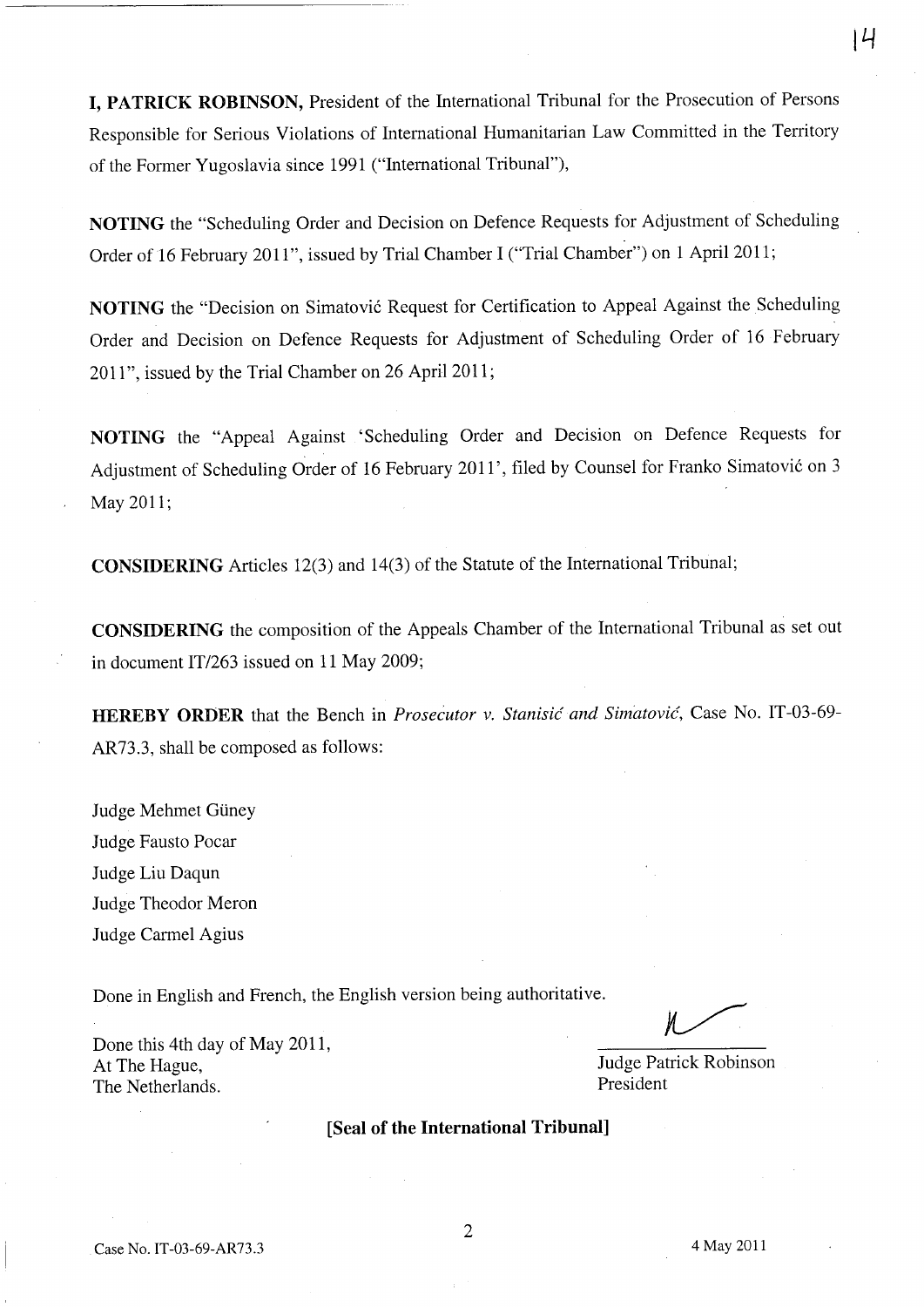**I, PATRICK ROBINSON,** President of the International Tribunal for the Prosecution of Persons Responsible for Serious Violations of International Humanitarian Law Committed in the Territory of the Former Yugoslavia since 1991 ("International Tribunal"),

**NOTING** the "Scheduling Order and Decision on Defence Requests for Adjustment of Scheduling Order of 16 February 2011", issued by Trial Chamber I ("Trial Chamber") on 1 April 2011;

**NOTING** the "Decision on Simatović Request for Certification to Appeal Against the Scheduling Order and Decision on Defence Requests for Adjustment of Scheduling Order of 16 February 2011", issued by the Trial Chamber on 26 April 2011;

**NOTING** the "Appeal Against 'Scheduling Order and Decision on Defence Requests for Adjustment of Scheduling Order of 16 February 2011', filed by Counsel for Franko Simatović on 3 May 2011;

**CONSIDERING** Articles 12(3) and 14(3) of the Statute of the International Tribunal;

**CONSIDERING** the composition of the Appeals Chamber of the International Tribunal as set out in document IT/263 issued on 11 May 2009;

**HEREBY ORDER** that the Bench in *Prosecutor v. Stanisić and Simatović*, Case No. IT-03-69-AR73.3, shall be composed as follows:

Judge Mehmet Güney
Judge Fausto Pocar
Judge Liu Daqun
Judge Theodor Meron
Judge Carmel Agius

Done in English and French, the English version being authoritative.

Done this 4th day of May 2011,
At The Hague,
The Netherlands.

Judge Patrick Robinson
President

**[Seal of the International Tribunal]**